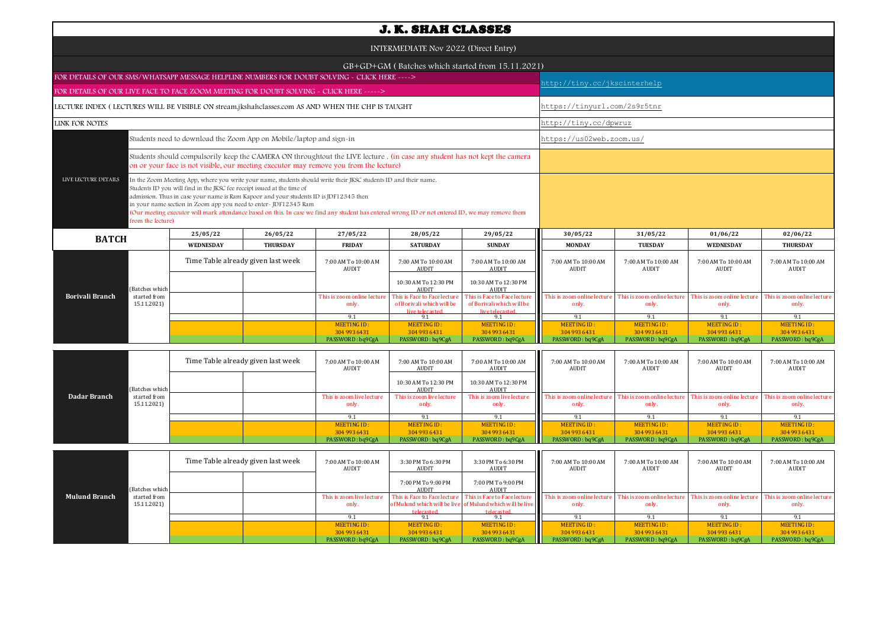# J. K. SHAH CLASSES

INTERMEDIATE Nov 2022 (Direct Entry)

GB+GD+GM ( Batches which started from 15.11.2021)

| | |
|---|---|
| FOR DETAILS OF OUR SMS/WHATSAPP MESSAGE HELPLINE NUMBERS FOR DOUBT SOLVING - CLICK HERE ----> | http://tiny.cc/jkscinterhelp |
| FOR DETAILS OF OUR LIVE FACE TO FACE ZOOM MEETING FOR DOUBT SOLVING - CLICK HERE -----> | |
| LECTURE INDEX ( LECTURES WILL BE VISIBLE ON stream.jkshahclasses.com AS AND WHEN THE CHP IS TAUGHT | https://tinyurl.com/2s9r5tnr |
| LINK FOR NOTES | http://tiny.cc/dpwruz |

**LIVE LECTURE DETAILS**

- Students need to download the Zoom App on Mobile/laptop and sign-in — https://us02web.zoom.us/
- Students should compulsorily keep the CAMERA ON throughtout the LIVE lecture . (in case any student has not kept the camera on or your face is not visible, our meeting executor may remove you from the lecture)
- In the Zoom Meeting App, where you write your name, students should write their JKSC students ID and their name. Students ID you will find in the JKSC fee receipt issued at the time of admission. Thus in case your name is Ram Kapoor and your students ID is JDF12345 then in your name section in Zoom app you need to enter- JDF12345 Ram (Our meeting executor will mark attendance based on this. In case we find any student has entered wrong ID or not entered ID, we may remove them from the lecture)

| BATCH | | 25/05/22 WEDNESDAY | 26/05/22 THURSDAY | 27/05/22 FRIDAY | 28/05/22 SATURDAY | 29/05/22 SUNDAY | 30/05/22 MONDAY | 31/05/22 TUESDAY | 01/06/22 WEDNESDAY | 02/06/22 THURSDAY |
|---|---|---|---|---|---|---|---|---|---|---|
| **Borivali Branch** | (Batches which started from 15.11.2021) | Time Table already given last week | | 7:00 AM To 10:00 AM AUDIT | 7:00 AM To 10:00 AM AUDIT | 7:00 AM To 10:00 AM AUDIT | 7:00 AM To 10:00 AM AUDIT | 7:00 AM To 10:00 AM AUDIT | 7:00 AM To 10:00 AM AUDIT | 7:00 AM To 10:00 AM AUDIT |
| | | | | | 10:30 AM To 12:30 PM AUDIT | 10:30 AM To 12:30 PM AUDIT | | | | |
| | | | | This is zoom online lecture only. | This is Face to Face lecture of Borivali which will be live telecasted. | This is Face to Face lecture of Borivali which will be live telecasted. | This is zoom online lecture only. | This is zoom online lecture only. | This is zoom online lecture only. | This is zoom online lecture only. |
| | | | | 9.1 | 9.1 | 9.1 | 9.1 | 9.1 | 9.1 | 9.1 |
| | | | | MEETING ID : 304 993 6431 | MEETING ID : 304 993 6431 | MEETING ID : 304 993 6431 | MEETING ID : 304 993 6431 | MEETING ID : 304 993 6431 | MEETING ID : 304 993 6431 | MEETING ID : 304 993 6431 |
| | | | | PASSWORD : bq9CgA | PASSWORD : bq9CgA | PASSWORD : bq9CgA | PASSWORD : bq9CgA | PASSWORD : bq9CgA | PASSWORD : bq9CgA | PASSWORD : bq9CgA |
| **Dadar Branch** | (Batches which started from 15.11.2021) | Time Table already given last week | | 7:00 AM To 10:00 AM AUDIT | 7:00 AM To 10:00 AM AUDIT | 7:00 AM To 10:00 AM AUDIT | 7:00 AM To 10:00 AM AUDIT | 7:00 AM To 10:00 AM AUDIT | 7:00 AM To 10:00 AM AUDIT | 7:00 AM To 10:00 AM AUDIT |
| | | | | | 10:30 AM To 12:30 PM AUDIT | 10:30 AM To 12:30 PM AUDIT | | | | |
| | | | | This is zoom live lecture only. | This is zoom live lecture only. | This is zoom live lecture only. | This is zoom online lecture only. | This is zoom online lecture only. | This is zoom online lecture only. | This is zoom online lecture only. |
| | | | | 9.1 | 9.1 | 9.1 | 9.1 | 9.1 | 9.1 | 9.1 |
| | | | | MEETING ID : 304 993 6431 | MEETING ID : 304 993 6431 | MEETING ID : 304 993 6431 | MEETING ID : 304 993 6431 | MEETING ID : 304 993 6431 | MEETING ID : 304 993 6431 | MEETING ID : 304 993 6431 |
| | | | | PASSWORD : bq9CgA | PASSWORD : bq9CgA | PASSWORD : bq9CgA | PASSWORD : bq9CgA | PASSWORD : bq9CgA | PASSWORD : bq9CgA | PASSWORD : bq9CgA |
| **Mulund Branch** | (Batches which started from 15.11.2021) | Time Table already given last week | | 7:00 AM To 10:00 AM AUDIT | 3:30 PM To 6:30 PM AUDIT | 3:30 PM To 6:30 PM AUDIT | 7:00 AM To 10:00 AM AUDIT | 7:00 AM To 10:00 AM AUDIT | 7:00 AM To 10:00 AM AUDIT | 7:00 AM To 10:00 AM AUDIT |
| | | | | | 7:00 PM To 9:00 PM AUDIT | 7:00 PM To 9:00 PM AUDIT | | | | |
| | | | | This is zoom live lecture only. | This is Face to Face lecture of Mulund which will be live telecasted. | This is Face to Face lecture of Mulund which will be live telecasted. | This is zoom online lecture only. | This is zoom online lecture only. | This is zoom online lecture only. | This is zoom online lecture only. |
| | | | | 9.1 | 9.1 | 9.1 | 9.1 | 9.1 | 9.1 | 9.1 |
| | | | | MEETING ID : 304 993 6431 | MEETING ID : 304 993 6431 | MEETING ID : 304 993 6431 | MEETING ID : 304 993 6431 | MEETING ID : 304 993 6431 | MEETING ID : 304 993 6431 | MEETING ID : 304 993 6431 |
| | | | | PASSWORD : bq9CgA | PASSWORD : bq9CgA | PASSWORD : bq9CgA | PASSWORD : bq9CgA | PASSWORD : bq9CgA | PASSWORD : bq9CgA | PASSWORD : bq9CgA |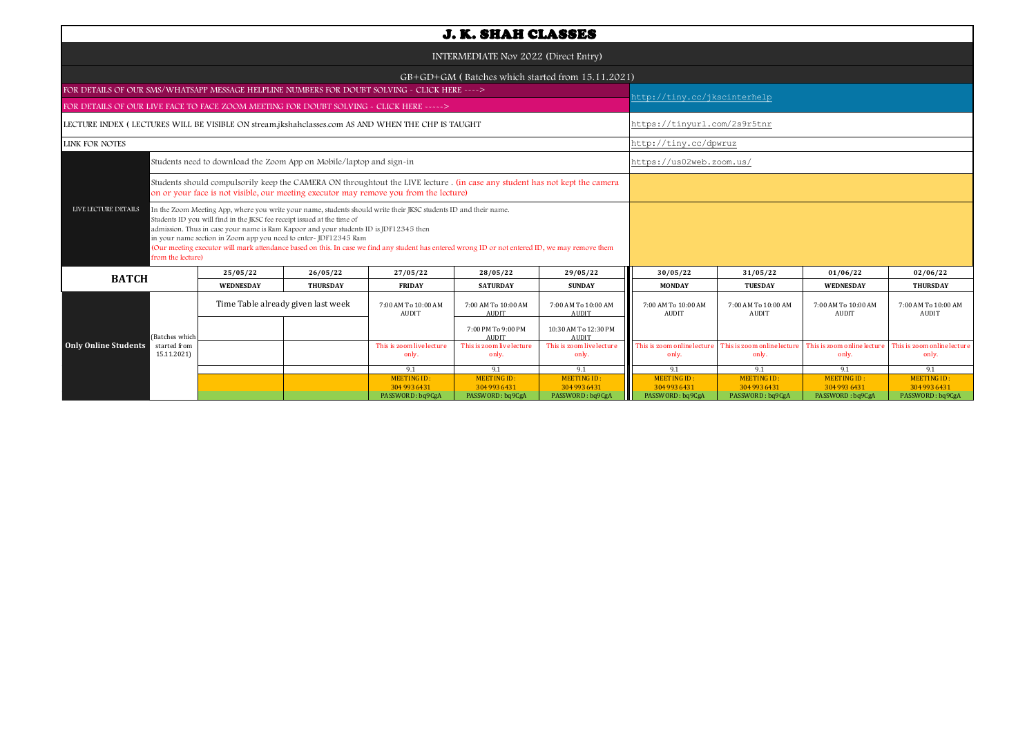# J. K. SHAH CLASSES

INTERMEDIATE Nov 2022 (Direct Entry)

GB+GD+GM ( Batches which started from 15.11.2021)

| | |
|---|---|
| FOR DETAILS OF OUR SMS/WHATSAPP MESSAGE HELPLINE NUMBERS FOR DOUBT SOLVING - CLICK HERE ----> <br> FOR DETAILS OF OUR LIVE FACE TO FACE ZOOM MEETING FOR DOUBT SOLVING - CLICK HERE -----> | http://tiny.cc/jkscinterhelp |
| LECTURE INDEX ( LECTURES WILL BE VISIBLE ON stream.jkshahclasses.com AS AND WHEN THE CHP IS TAUGHT | https://tinyurl.com/2s9r5tnr |
| LINK FOR NOTES | http://tiny.cc/dpwruz |

**LIVE LECTURE DETAILS**

- Students need to download the Zoom App on Mobile/laptop and sign-in — https://us02web.zoom.us/
- Students should compulsorily keep the CAMERA ON throughtout the LIVE lecture . (in case any student has not kept the camera on or your face is not visible, our meeting executor may remove you from the lecture)
- In the Zoom Meeting App, where you write your name, students should write their JKSC students ID and their name. Students ID you will find in the JKSC fee receipt issued at the time of admission. Thus in case your name is Ram Kapoor and your students ID is JDF12345 then in your name section in Zoom app you need to enter- JDF12345 Ram (Our meeting executor will mark attendance based on this. In case we find any student has entered wrong ID or not entered ID, we may remove them from the lecture)

| BATCH | | 25/05/22 | 26/05/22 | 27/05/22 | 28/05/22 | 29/05/22 | 30/05/22 | 31/05/22 | 01/06/22 | 02/06/22 |
|---|---|---|---|---|---|---|---|---|---|---|
| | | WEDNESDAY | THURSDAY | FRIDAY | SATURDAY | SUNDAY | MONDAY | TUESDAY | WEDNESDAY | THURSDAY |
| Only Online Students | (Batches which started from 15.11.2021) | Time Table already given last week | | 7:00 AM To 10:00 AM AUDIT | 7:00 AM To 10:00 AM AUDIT | 7:00 AM To 10:00 AM AUDIT | 7:00 AM To 10:00 AM AUDIT | 7:00 AM To 10:00 AM AUDIT | 7:00 AM To 10:00 AM AUDIT | 7:00 AM To 10:00 AM AUDIT |
| | | | | | 7:00 PM To 9:00 PM AUDIT | 10:30 AM To 12:30 PM AUDIT | | | | |
| | | | | This is zoom live lecture only. | This is zoom live lecture only. | This is zoom live lecture only. | This is zoom online lecture only. | This is zoom online lecture only. | This is zoom online lecture only. | This is zoom online lecture only. |
| | | | | 9.1 | 9.1 | 9.1 | 9.1 | 9.1 | 9.1 | 9.1 |
| | | | | MEETING ID : 304 993 6431 | MEETING ID : 304 993 6431 | MEETING ID : 304 993 6431 | MEETING ID : 304 993 6431 | MEETING ID : 304 993 6431 | MEETING ID : 304 993 6431 | MEETING ID : 304 993 6431 |
| | | | | PASSWORD : bq9CgA | PASSWORD : bq9CgA | PASSWORD : bq9CgA | PASSWORD : bq9CgA | PASSWORD : bq9CgA | PASSWORD : bq9CgA | PASSWORD : bq9CgA |